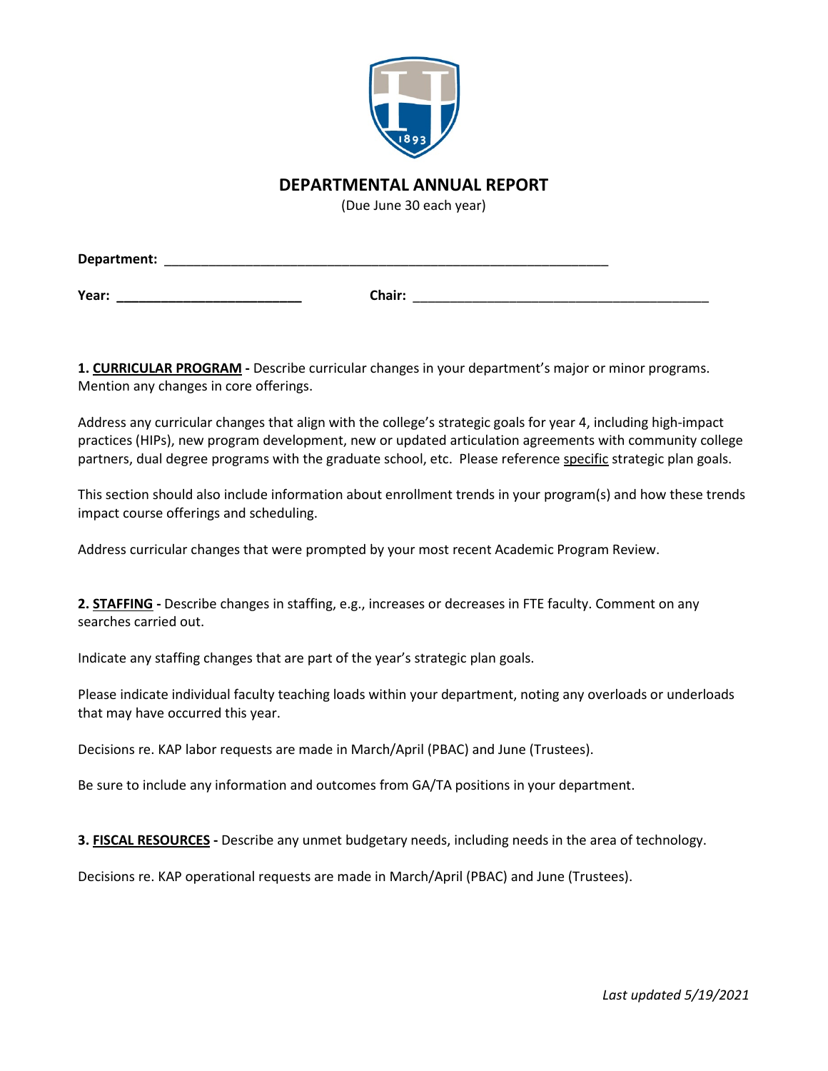# DEPARTMENTAL ANNUAL REPORT

(Due June 30 each year)

**Department:** ______________________________________________________________

**Year:** __________________________ **Chair:** __________________________________________

**1. <u>CURRICULAR PROGRAM</u> -** Describe curricular changes in your department's major or minor programs. Mention any changes in core offerings.

Address any curricular changes that align with the college's strategic goals for year 4, including high-impact practices (HIPs), new program development, new or updated articulation agreements with community college partners, dual degree programs with the graduate school, etc. Please reference <u>specific</u> strategic plan goals.

This section should also include information about enrollment trends in your program(s) and how these trends impact course offerings and scheduling.

Address curricular changes that were prompted by your most recent Academic Program Review.

**2. <u>STAFFING</u> -** Describe changes in staffing, e.g., increases or decreases in FTE faculty. Comment on any searches carried out.

Indicate any staffing changes that are part of the year's strategic plan goals.

Please indicate individual faculty teaching loads within your department, noting any overloads or underloads that may have occurred this year.

Decisions re. KAP labor requests are made in March/April (PBAC) and June (Trustees).

Be sure to include any information and outcomes from GA/TA positions in your department.

**3. <u>FISCAL RESOURCES</u> -** Describe any unmet budgetary needs, including needs in the area of technology.

Decisions re. KAP operational requests are made in March/April (PBAC) and June (Trustees).

*Last updated 5/19/2021*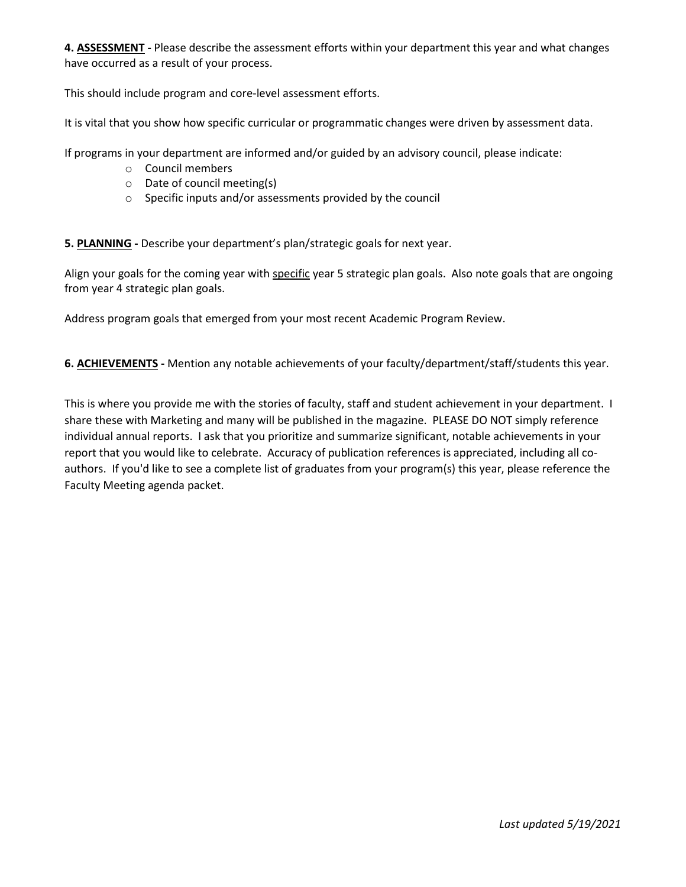**4. ASSESSMENT -** Please describe the assessment efforts within your department this year and what changes have occurred as a result of your process.

This should include program and core-level assessment efforts.

It is vital that you show how specific curricular or programmatic changes were driven by assessment data.

If programs in your department are informed and/or guided by an advisory council, please indicate:

- Council members
- Date of council meeting(s)
- Specific inputs and/or assessments provided by the council

**5. PLANNING -** Describe your department's plan/strategic goals for next year.

Align your goals for the coming year with specific year 5 strategic plan goals. Also note goals that are ongoing from year 4 strategic plan goals.

Address program goals that emerged from your most recent Academic Program Review.

**6. ACHIEVEMENTS -** Mention any notable achievements of your faculty/department/staff/students this year.

This is where you provide me with the stories of faculty, staff and student achievement in your department. I share these with Marketing and many will be published in the magazine. PLEASE DO NOT simply reference individual annual reports. I ask that you prioritize and summarize significant, notable achievements in your report that you would like to celebrate. Accuracy of publication references is appreciated, including all co-authors. If you'd like to see a complete list of graduates from your program(s) this year, please reference the Faculty Meeting agenda packet.

*Last updated 5/19/2021*